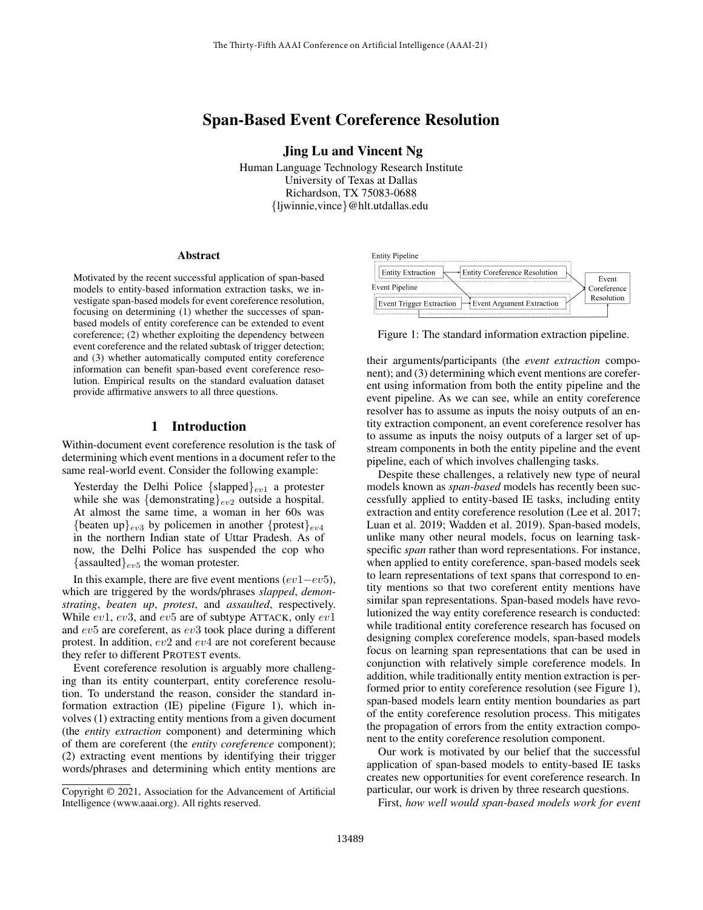# Span-Based Event Coreference Resolution

**Jing Lu and Vincent Ng**

Human Language Technology Research Institute
University of Texas at Dallas
Richardson, TX 75083-0688
{ljwinnie,vince}@hlt.utdallas.edu

## Abstract

Motivated by the recent successful application of span-based models to entity-based information extraction tasks, we investigate span-based models for event coreference resolution, focusing on determining (1) whether the successes of span-based models of entity coreference can be extended to event coreference; (2) whether exploiting the dependency between event coreference and the related subtask of trigger detection; and (3) whether automatically computed entity coreference information can benefit span-based event coreference resolution. Empirical results on the standard evaluation dataset provide affirmative answers to all three questions.

## 1 Introduction

Within-document event coreference resolution is the task of determining which event mentions in a document refer to the same real-world event. Consider the following example:

> Yesterday the Delhi Police $\{\text{slapped}\}_{ev1}$ a protester while she was $\{\text{demonstrating}\}_{ev2}$ outside a hospital. At almost the same time, a woman in her 60s was $\{\text{beaten up}\}_{ev3}$ by policemen in another $\{\text{protest}\}_{ev4}$ in the northern Indian state of Uttar Pradesh. As of now, the Delhi Police has suspended the cop who $\{\text{assaulted}\}_{ev5}$ the woman protester.

In this example, there are five event mentions ($ev1-ev5$), which are triggered by the words/phrases *slapped*, *demonstrating*, *beaten up*, *protest*, and *assaulted*, respectively. While $ev1$, $ev3$, and $ev5$ are of subtype ATTACK, only $ev1$ and $ev5$ are coreferent, as $ev3$ took place during a different protest. In addition, $ev2$ and $ev4$ are not coreferent because they refer to different PROTEST events.

Event coreference resolution is arguably more challenging than its entity counterpart, entity coreference resolution. To understand the reason, consider the standard information extraction (IE) pipeline (Figure 1), which involves (1) extracting entity mentions from a given document (the *entity extraction* component) and determining which of them are coreferent (the *entity coreference* component); (2) extracting event mentions by identifying their trigger words/phrases and determining which entity mentions are their arguments/participants (the *event extraction* component); and (3) determining which event mentions are coreferent using information from both the entity pipeline and the event pipeline. As we can see, while an entity coreference resolver has to assume as inputs the noisy outputs of an entity extraction component, an event coreference resolver has to assume as inputs the noisy outputs of a larger set of upstream components in both the entity pipeline and the event pipeline, each of which involves challenging tasks.

Figure 1: The standard information extraction pipeline.

Despite these challenges, a relatively new type of neural models known as *span-based* models has recently been successfully applied to entity-based IE tasks, including entity extraction and entity coreference resolution (Lee et al. 2017; Luan et al. 2019; Wadden et al. 2019). Span-based models, unlike many other neural models, focus on learning task-specific *span* rather than word representations. For instance, when applied to entity coreference, span-based models seek to learn representations of text spans that correspond to entity mentions so that two coreferent entity mentions have similar span representations. Span-based models have revolutionized the way entity coreference research is conducted: while traditional entity coreference research has focused on designing complex coreference models, span-based models focus on learning span representations that can be used in conjunction with relatively simple coreference models. In addition, while traditionally entity mention extraction is performed prior to entity coreference resolution (see Figure 1), span-based models learn entity mention boundaries as part of the entity coreference resolution process. This mitigates the propagation of errors from the entity extraction component to the entity coreference resolution component.

Our work is motivated by our belief that the successful application of span-based models to entity-based IE tasks creates new opportunities for event coreference research. In particular, our work is driven by three research questions.

First, *how well would span-based models work for event*

Copyright © 2021, Association for the Advancement of Artificial Intelligence (www.aaai.org). All rights reserved.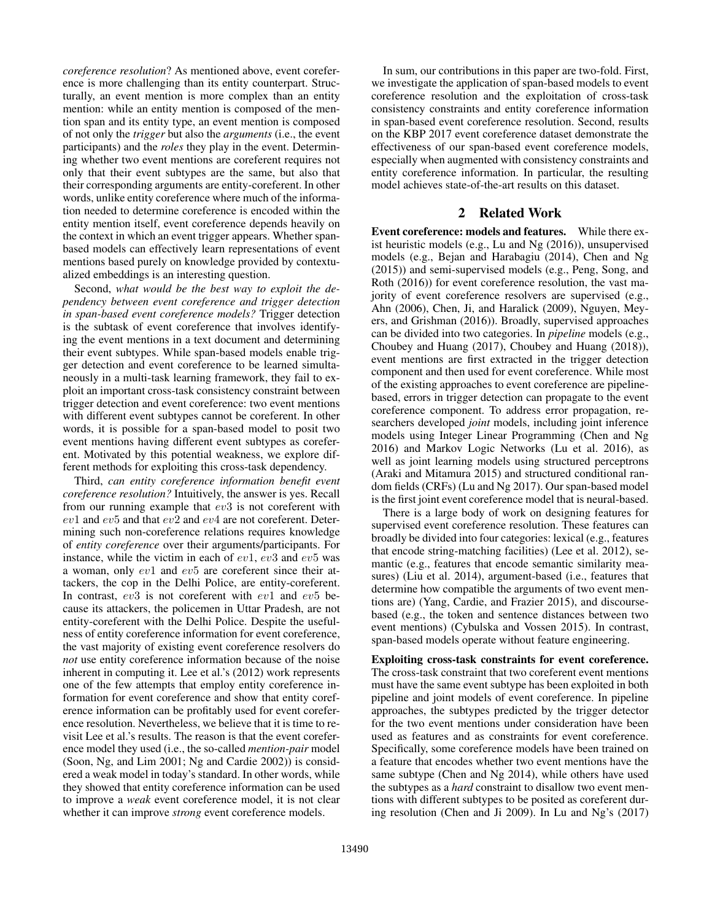*coreference resolution*? As mentioned above, event coreference is more challenging than its entity counterpart. Structurally, an event mention is more complex than an entity mention: while an entity mention is composed of the mention span and its entity type, an event mention is composed of not only the *trigger* but also the *arguments* (i.e., the event participants) and the *roles* they play in the event. Determining whether two event mentions are coreferent requires not only that their event subtypes are the same, but also that their corresponding arguments are entity-coreferent. In other words, unlike entity coreference where much of the information needed to determine coreference is encoded within the entity mention itself, event coreference depends heavily on the context in which an event trigger appears. Whether span-based models can effectively learn representations of event mentions based purely on knowledge provided by contextualized embeddings is an interesting question.

Second, *what would be the best way to exploit the dependency between event coreference and trigger detection in span-based event coreference models?* Trigger detection is the subtask of event coreference that involves identifying the event mentions in a text document and determining their event subtypes. While span-based models enable trigger detection and event coreference to be learned simultaneously in a multi-task learning framework, they fail to exploit an important cross-task consistency constraint between trigger detection and event coreference: two event mentions with different event subtypes cannot be coreferent. In other words, it is possible for a span-based model to posit two event mentions having different event subtypes as coreferent. Motivated by this potential weakness, we explore different methods for exploiting this cross-task dependency.

Third, *can entity coreference information benefit event coreference resolution?* Intuitively, the answer is yes. Recall from our running example that $ev3$ is not coreferent with $ev1$ and $ev5$ and that $ev2$ and $ev4$ are not coreferent. Determining such non-coreference relations requires knowledge of *entity coreference* over their arguments/participants. For instance, while the victim in each of $ev1$, $ev3$ and $ev5$ was a woman, only $ev1$ and $ev5$ are coreferent since their attackers, the cop in the Delhi Police, are entity-coreferent. In contrast, $ev3$ is not coreferent with $ev1$ and $ev5$ because its attackers, the policemen in Uttar Pradesh, are not entity-coreferent with the Delhi Police. Despite the usefulness of entity coreference information for event coreference, the vast majority of existing event coreference resolvers do *not* use entity coreference information because of the noise inherent in computing it. Lee et al.'s (2012) work represents one of the few attempts that employ entity coreference information for event coreference and show that entity coreference information can be profitably used for event coreference resolution. Nevertheless, we believe that it is time to revisit Lee et al.'s results. The reason is that the event coreference model they used (i.e., the so-called *mention-pair* model (Soon, Ng, and Lim 2001; Ng and Cardie 2002)) is considered a weak model in today's standard. In other words, while they showed that entity coreference information can be used to improve a *weak* event coreference model, it is not clear whether it can improve *strong* event coreference models.

In sum, our contributions in this paper are two-fold. First, we investigate the application of span-based models to event coreference resolution and the exploitation of cross-task consistency constraints and entity coreference information in span-based event coreference resolution. Second, results on the KBP 2017 event coreference dataset demonstrate the effectiveness of our span-based event coreference models, especially when augmented with consistency constraints and entity coreference information. In particular, the resulting model achieves state-of-the-art results on this dataset.

## 2 Related Work

**Event coreference: models and features.** While there exist heuristic models (e.g., Lu and Ng (2016)), unsupervised models (e.g., Bejan and Harabagiu (2014), Chen and Ng (2015)) and semi-supervised models (e.g., Peng, Song, and Roth (2016)) for event coreference resolution, the vast majority of event coreference resolvers are supervised (e.g., Ahn (2006), Chen, Ji, and Haralick (2009), Nguyen, Meyers, and Grishman (2016)). Broadly, supervised approaches can be divided into two categories. In *pipeline* models (e.g., Choubey and Huang (2017), Choubey and Huang (2018)), event mentions are first extracted in the trigger detection component and then used for event coreference. While most of the existing approaches to event coreference are pipeline-based, errors in trigger detection can propagate to the event coreference component. To address error propagation, researchers developed *joint* models, including joint inference models using Integer Linear Programming (Chen and Ng 2016) and Markov Logic Networks (Lu et al. 2016), as well as joint learning models using structured perceptrons (Araki and Mitamura 2015) and structured conditional random fields (CRFs) (Lu and Ng 2017). Our span-based model is the first joint event coreference model that is neural-based.

There is a large body of work on designing features for supervised event coreference resolution. These features can broadly be divided into four categories: lexical (e.g., features that encode string-matching facilities) (Lee et al. 2012), semantic (e.g., features that encode semantic similarity measures) (Liu et al. 2014), argument-based (i.e., features that determine how compatible the arguments of two event mentions are) (Yang, Cardie, and Frazier 2015), and discourse-based (e.g., the token and sentence distances between two event mentions) (Cybulska and Vossen 2015). In contrast, span-based models operate without feature engineering.

**Exploiting cross-task constraints for event coreference.** The cross-task constraint that two coreferent event mentions must have the same event subtype has been exploited in both pipeline and joint models of event coreference. In pipeline approaches, the subtypes predicted by the trigger detector for the two event mentions under consideration have been used as features and as constraints for event coreference. Specifically, some coreference models have been trained on a feature that encodes whether two event mentions have the same subtype (Chen and Ng 2014), while others have used the subtypes as a *hard* constraint to disallow two event mentions with different subtypes to be posited as coreferent during resolution (Chen and Ji 2009). In Lu and Ng's (2017)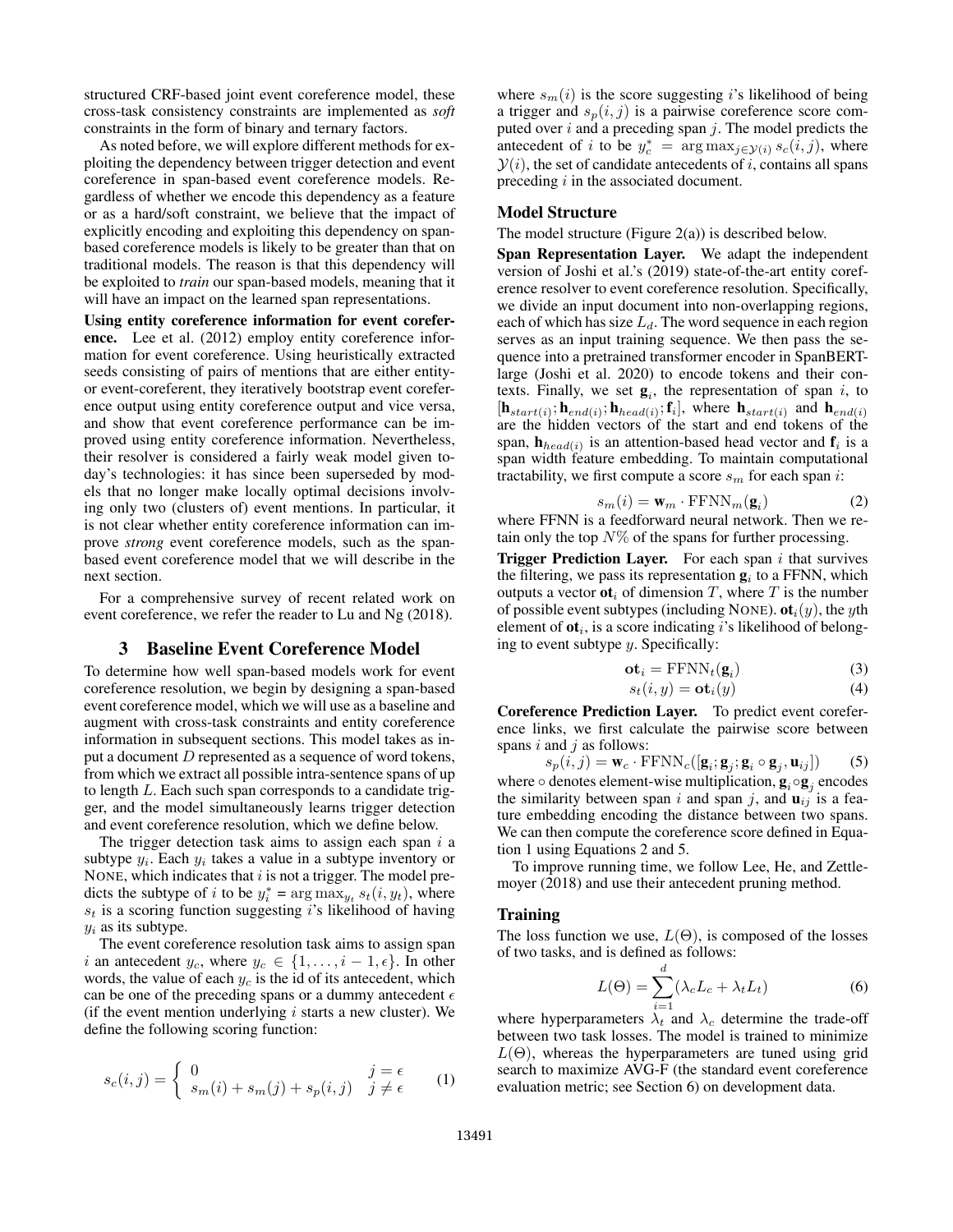structured CRF-based joint event coreference model, these cross-task consistency constraints are implemented as *soft* constraints in the form of binary and ternary factors.

As noted before, we will explore different methods for exploiting the dependency between trigger detection and event coreference in span-based event coreference models. Regardless of whether we encode this dependency as a feature or as a hard/soft constraint, we believe that the impact of explicitly encoding and exploiting this dependency on span-based coreference models is likely to be greater than that on traditional models. The reason is that this dependency will be exploited to *train* our span-based models, meaning that it will have an impact on the learned span representations.

**Using entity coreference information for event coreference.** Lee et al. (2012) employ entity coreference information for event coreference. Using heuristically extracted seeds consisting of pairs of mentions that are either entity- or event-coreferent, they iteratively bootstrap event coreference output using entity coreference output and vice versa, and show that event coreference performance can be improved using entity coreference information. Nevertheless, their resolver is considered a fairly weak model given today's technologies: it has since been superseded by models that no longer make locally optimal decisions involving only two (clusters of) event mentions. In particular, it is not clear whether entity coreference information can improve *strong* event coreference models, such as the span-based event coreference model that we will describe in the next section.

For a comprehensive survey of recent related work on event coreference, we refer the reader to Lu and Ng (2018).

## 3 Baseline Event Coreference Model

To determine how well span-based models work for event coreference resolution, we begin by designing a span-based event coreference model, which we will use as a baseline and augment with cross-task constraints and entity coreference information in subsequent sections. This model takes as input a document $D$ represented as a sequence of word tokens, from which we extract all possible intra-sentence spans of up to length $L$. Each such span corresponds to a candidate trigger, and the model simultaneously learns trigger detection and event coreference resolution, which we define below.

The trigger detection task aims to assign each span $i$ a subtype $y_i$. Each $y_i$ takes a value in a subtype inventory or NONE, which indicates that $i$ is not a trigger. The model predicts the subtype of $i$ to be $y_i^* = \arg\max_{y_t} s_t(i, y_t)$, where $s_t$ is a scoring function suggesting $i$'s likelihood of having $y_i$ as its subtype.

The event coreference resolution task aims to assign span $i$ an antecedent $y_c$, where $y_c \in \{1, \ldots, i-1, \epsilon\}$. In other words, the value of each $y_c$ is the id of its antecedent, which can be one of the preceding spans or a dummy antecedent $\epsilon$ (if the event mention underlying $i$ starts a new cluster). We define the following scoring function:

$$s_c(i,j) = \begin{cases} 0 & j = \epsilon \\ s_m(i) + s_m(j) + s_p(i,j) & j \neq \epsilon \end{cases} \quad (1)$$

where $s_m(i)$ is the score suggesting $i$'s likelihood of being a trigger and $s_p(i,j)$ is a pairwise coreference score computed over $i$ and a preceding span $j$. The model predicts the antecedent of $i$ to be $y_c^* = \arg\max_{j \in \mathcal{Y}(i)} s_c(i,j)$, where $\mathcal{Y}(i)$, the set of candidate antecedents of $i$, contains all spans preceding $i$ in the associated document.

### Model Structure

The model structure (Figure 2(a)) is described below.

**Span Representation Layer.** We adapt the independent version of Joshi et al.'s (2019) state-of-the-art entity coreference resolver to event coreference resolution. Specifically, we divide an input document into non-overlapping regions, each of which has size $L_d$. The word sequence in each region serves as an input training sequence. We then pass the sequence into a pretrained transformer encoder in SpanBERT-large (Joshi et al. 2020) to encode tokens and their contexts. Finally, we set $\mathbf{g}_i$, the representation of span $i$, to $[\mathbf{h}_{start(i)}; \mathbf{h}_{end(i)}; \mathbf{h}_{head(i)}; \mathbf{f}_i]$, where $\mathbf{h}_{start(i)}$ and $\mathbf{h}_{end(i)}$ are the hidden vectors of the start and end tokens of the span, $\mathbf{h}_{head(i)}$ is an attention-based head vector and $\mathbf{f}_i$ is a span width feature embedding. To maintain computational tractability, we first compute a score $s_m$ for each span $i$:

$$s_m(i) = \mathbf{w}_m \cdot \text{FFNN}_m(\mathbf{g}_i) \quad (2)$$

where FFNN is a feedforward neural network. Then we retain only the top $N\%$ of the spans for further processing.

**Trigger Prediction Layer.** For each span $i$ that survives the filtering, we pass its representation $\mathbf{g}_i$ to a FFNN, which outputs a vector $\mathbf{ot}_i$ of dimension $T$, where $T$ is the number of possible event subtypes (including NONE). $\mathbf{ot}_i(y)$, the $y$th element of $\mathbf{ot}_i$, is a score indicating $i$'s likelihood of belonging to event subtype $y$. Specifically:

$$\mathbf{ot}_i = \text{FFNN}_t(\mathbf{g}_i) \quad (3)$$

$$s_t(i,y) = \mathbf{ot}_i(y) \quad (4)$$

**Coreference Prediction Layer.** To predict event coreference links, we first calculate the pairwise score between spans $i$ and $j$ as follows:

$$s_p(i,j) = \mathbf{w}_c \cdot \text{FFNN}_c([\mathbf{g}_i; \mathbf{g}_j; \mathbf{g}_i \circ \mathbf{g}_j, \mathbf{u}_{ij}]) \quad (5)$$

where $\circ$ denotes element-wise multiplication, $\mathbf{g}_i \circ \mathbf{g}_j$ encodes the similarity between span $i$ and span $j$, and $\mathbf{u}_{ij}$ is a feature embedding encoding the distance between two spans. We can then compute the coreference score defined in Equation 1 using Equations 2 and 5.

To improve running time, we follow Lee, He, and Zettlemoyer (2018) and use their antecedent pruning method.

### Training

The loss function we use, $L(\Theta)$, is composed of the losses of two tasks, and is defined as follows:

$$L(\Theta) = \sum_{i=1}^{d} (\lambda_c L_c + \lambda_t L_t) \quad (6)$$

where hyperparameters $\lambda_t$ and $\lambda_c$ determine the trade-off between two task losses. The model is trained to minimize $L(\Theta)$, whereas the hyperparameters are tuned using grid search to maximize AVG-F (the standard event coreference evaluation metric; see Section 6) on development data.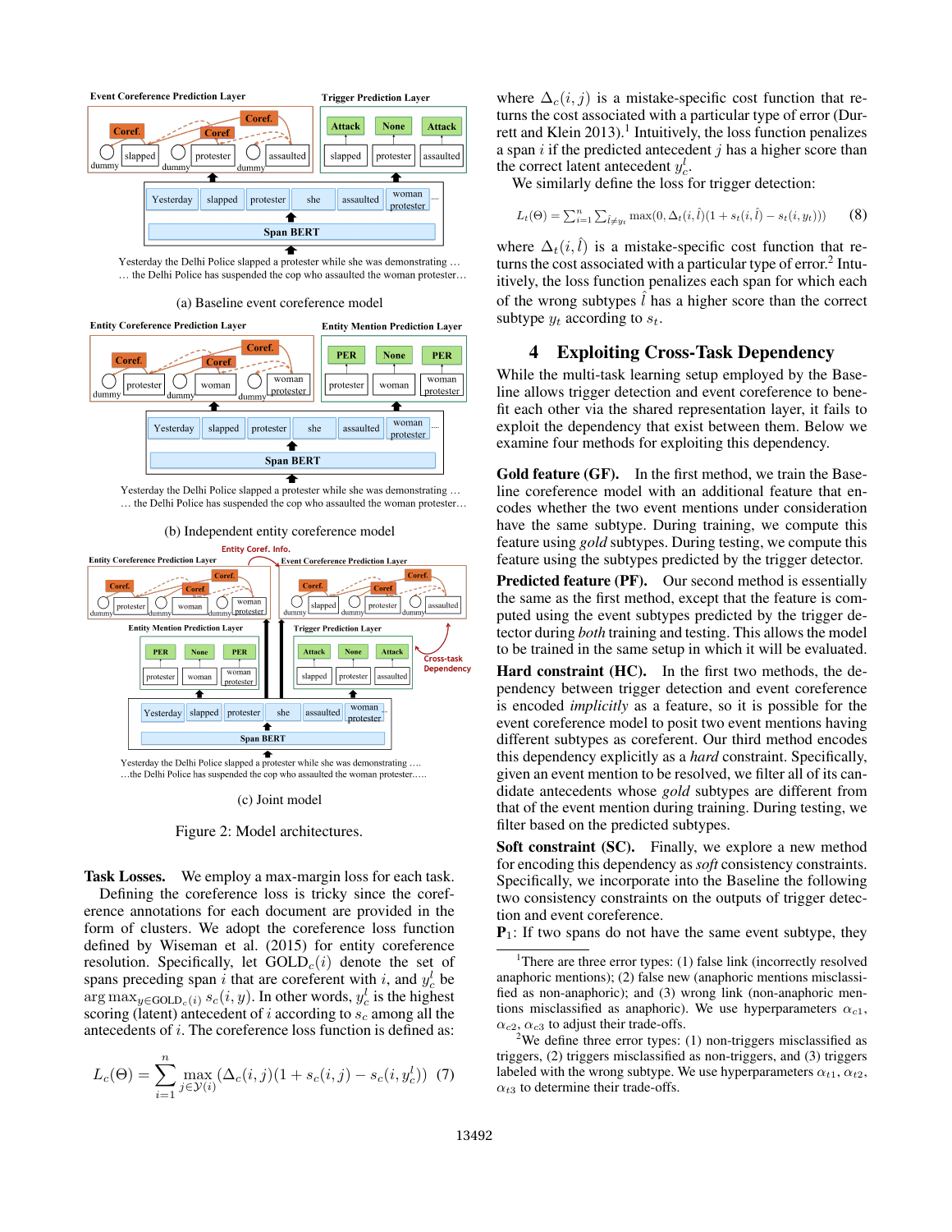(a) Baseline event coreference model

(b) Independent entity coreference model

(c) Joint model

Figure 2: Model architectures.

**Task Losses.** We employ a max-margin loss for each task. Defining the coreference loss is tricky since the coreference annotations for each document are provided in the form of clusters. We adopt the coreference loss function defined by Wiseman et al. (2015) for entity coreference resolution. Specifically, let $\text{GOLD}_c(i)$ denote the set of spans preceding span $i$ that are coreferent with $i$, and $y_c^l$ be $\arg\max_{y \in \text{GOLD}_c(i)} s_c(i, y)$. In other words, $y_c^l$ is the highest scoring (latent) antecedent of $i$ according to $s_c$ among all the antecedents of $i$. The coreference loss function is defined as:

$$L_c(\Theta) = \sum_{i=1}^{n} \max_{j \in \mathcal{Y}(i)} (\Delta_c(i,j)(1 + s_c(i,j) - s_c(i, y_c^l)) \quad (7)$$

where $\Delta_c(i,j)$ is a mistake-specific cost function that returns the cost associated with a particular type of error (Durrett and Klein 2013).[1] Intuitively, the loss function penalizes a span $i$ if the predicted antecedent $j$ has a higher score than the correct latent antecedent $y_c^l$.

We similarly define the loss for trigger detection:

$$L_t(\Theta) = \sum_{i=1}^{n} \sum_{\hat{l} \neq y_t} \max(0, \Delta_t(i, \hat{l})(1 + s_t(i, \hat{l}) - s_t(i, y_t))) \quad (8)$$

where $\Delta_t(i, \hat{l})$ is a mistake-specific cost function that returns the cost associated with a particular type of error.[2] Intuitively, the loss function penalizes each span for which each of the wrong subtypes $\hat{l}$ has a higher score than the correct subtype $y_t$ according to $s_t$.

## 4 Exploiting Cross-Task Dependency

While the multi-task learning setup employed by the Baseline allows trigger detection and event coreference to benefit each other via the shared representation layer, it fails to exploit the dependency that exist between them. Below we examine four methods for exploiting this dependency.

**Gold feature (GF).** In the first method, we train the Baseline coreference model with an additional feature that encodes whether the two event mentions under consideration have the same subtype. During training, we compute this feature using *gold* subtypes. During testing, we compute this feature using the subtypes predicted by the trigger detector.

**Predicted feature (PF).** Our second method is essentially the same as the first method, except that the feature is computed using the event subtypes predicted by the trigger detector during *both* training and testing. This allows the model to be trained in the same setup in which it will be evaluated.

**Hard constraint (HC).** In the first two methods, the dependency between trigger detection and event coreference is encoded *implicitly* as a feature, so it is possible for the event coreference model to posit two event mentions having different subtypes as coreferent. Our third method encodes this dependency explicitly as a *hard* constraint. Specifically, given an event mention to be resolved, we filter all of its candidate antecedents whose *gold* subtypes are different from that of the event mention during training. During testing, we filter based on the predicted subtypes.

**Soft constraint (SC).** Finally, we explore a new method for encoding this dependency as *soft* consistency constraints. Specifically, we incorporate into the Baseline the following two consistency constraints on the outputs of trigger detection and event coreference.

$\mathbf{P}_1$: If two spans do not have the same event subtype, they

[1] There are three error types: (1) false link (incorrectly resolved anaphoric mentions); (2) false new (anaphoric mentions misclassified as non-anaphoric); and (3) wrong link (non-anaphoric mentions misclassified as anaphoric). We use hyperparameters $\alpha_{c1}$, $\alpha_{c2}$, $\alpha_{c3}$ to adjust their trade-offs.

[2] We define three error types: (1) non-triggers misclassified as triggers, (2) triggers misclassified as non-triggers, and (3) triggers labeled with the wrong subtype. We use hyperparameters $\alpha_{t1}$, $\alpha_{t2}$, $\alpha_{t3}$ to determine their trade-offs.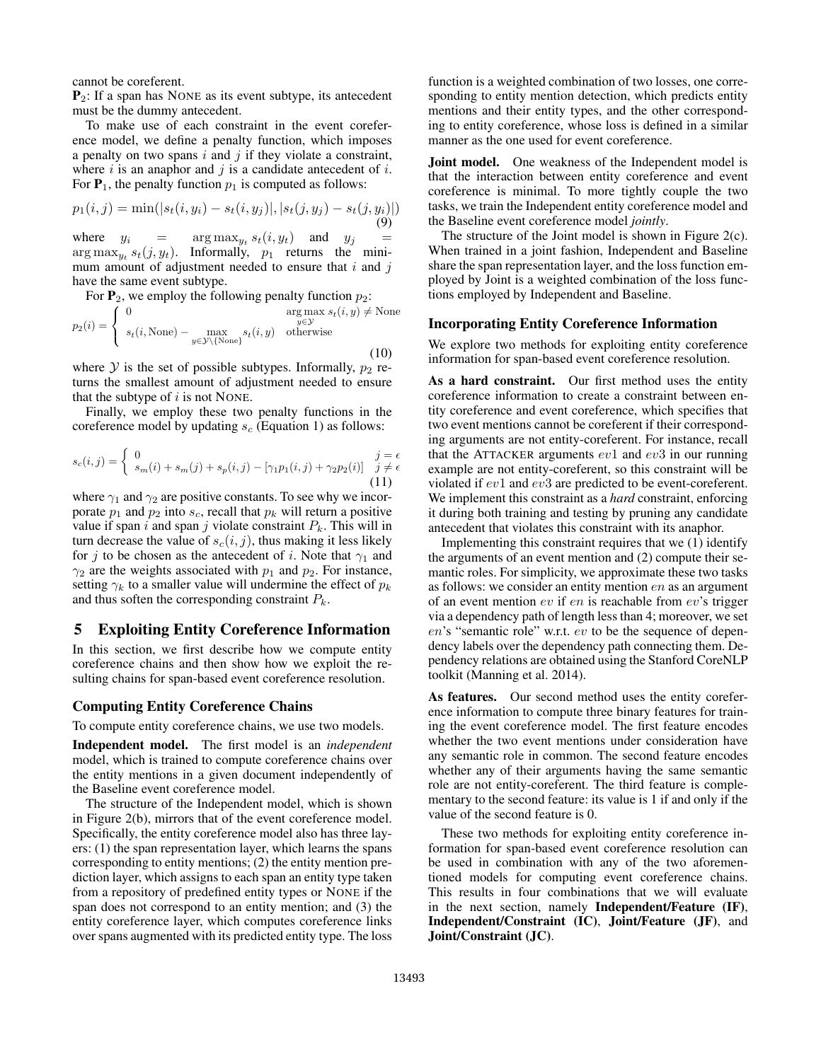cannot be coreferent.

$\mathbf{P}_2$: If a span has NONE as its event subtype, its antecedent must be the dummy antecedent.

To make use of each constraint in the event coreference model, we define a penalty function, which imposes a penalty on two spans $i$ and $j$ if they violate a constraint, where $i$ is an anaphor and $j$ is a candidate antecedent of $i$. For $\mathbf{P}_1$, the penalty function $p_1$ is computed as follows:

$$p_1(i,j) = \min(|s_t(i,y_i) - s_t(i,y_j)|, |s_t(j,y_j) - s_t(j,y_i)|) \tag{9}$$

where $y_i = \arg\max_{y_t} s_t(i,y_t)$ and $y_j = \arg\max_{y_t} s_t(j,y_t)$. Informally, $p_1$ returns the minimum amount of adjustment needed to ensure that $i$ and $j$ have the same event subtype.

For $\mathbf{P}_2$, we employ the following penalty function $p_2$:

$$p_2(i) = \begin{cases} 0 & \arg\max_{y \in \mathcal{Y}} s_t(i,y) \neq \text{None} \\ s_t(i,\text{None}) - \max_{y \in \mathcal{Y} \setminus \{\text{None}\}} s_t(i,y) & \text{otherwise} \end{cases} \tag{10}$$

where $\mathcal{Y}$ is the set of possible subtypes. Informally, $p_2$ returns the smallest amount of adjustment needed to ensure that the subtype of $i$ is not NONE.

Finally, we employ these two penalty functions in the coreference model by updating $s_c$ (Equation 1) as follows:

$$s_c(i,j) = \begin{cases} 0 & j = \epsilon \\ s_m(i) + s_m(j) + s_p(i,j) - [\gamma_1 p_1(i,j) + \gamma_2 p_2(i)] & j \neq \epsilon \end{cases} \tag{11}$$

where $\gamma_1$ and $\gamma_2$ are positive constants. To see why we incorporate $p_1$ and $p_2$ into $s_c$, recall that $p_k$ will return a positive value if span $i$ and span $j$ violate constraint $P_k$. This will in turn decrease the value of $s_c(i,j)$, thus making it less likely for $j$ to be chosen as the antecedent of $i$. Note that $\gamma_1$ and $\gamma_2$ are the weights associated with $p_1$ and $p_2$. For instance, setting $\gamma_k$ to a smaller value will undermine the effect of $p_k$ and thus soften the corresponding constraint $P_k$.

## 5 Exploiting Entity Coreference Information

In this section, we first describe how we compute entity coreference chains and then show how we exploit the resulting chains for span-based event coreference resolution.

### Computing Entity Coreference Chains

To compute entity coreference chains, we use two models.

**Independent model.** The first model is an *independent* model, which is trained to compute coreference chains over the entity mentions in a given document independently of the Baseline event coreference model.

The structure of the Independent model, which is shown in Figure 2(b), mirrors that of the event coreference model. Specifically, the entity coreference model also has three layers: (1) the span representation layer, which learns the spans corresponding to entity mentions; (2) the entity mention prediction layer, which assigns to each span an entity type taken from a repository of predefined entity types or NONE if the span does not correspond to an entity mention; and (3) the entity coreference layer, which computes coreference links over spans augmented with its predicted entity type. The loss function is a weighted combination of two losses, one corresponding to entity mention detection, which predicts entity mentions and their entity types, and the other corresponding to entity coreference, whose loss is defined in a similar manner as the one used for event coreference.

**Joint model.** One weakness of the Independent model is that the interaction between entity coreference and event coreference is minimal. To more tightly couple the two tasks, we train the Independent entity coreference model and the Baseline event coreference model *jointly*.

The structure of the Joint model is shown in Figure 2(c). When trained in a joint fashion, Independent and Baseline share the span representation layer, and the loss function employed by Joint is a weighted combination of the loss functions employed by Independent and Baseline.

### Incorporating Entity Coreference Information

We explore two methods for exploiting entity coreference information for span-based event coreference resolution.

**As a hard constraint.** Our first method uses the entity coreference information to create a constraint between entity coreference and event coreference, which specifies that two event mentions cannot be coreferent if their corresponding arguments are not entity-coreferent. For instance, recall that the ATTACKER arguments $ev1$ and $ev3$ in our running example are not entity-coreferent, so this constraint will be violated if $ev1$ and $ev3$ are predicted to be event-coreferent. We implement this constraint as a *hard* constraint, enforcing it during both training and testing by pruning any candidate antecedent that violates this constraint with its anaphor.

Implementing this constraint requires that we (1) identify the arguments of an event mention and (2) compute their semantic roles. For simplicity, we approximate these two tasks as follows: we consider an entity mention $en$ as an argument of an event mention $ev$ if $en$ is reachable from $ev$'s trigger via a dependency path of length less than 4; moreover, we set $en$'s "semantic role" w.r.t. $ev$ to be the sequence of dependency labels over the dependency path connecting them. Dependency relations are obtained using the Stanford CoreNLP toolkit (Manning et al. 2014).

**As features.** Our second method uses the entity coreference information to compute three binary features for training the event coreference model. The first feature encodes whether the two event mentions under consideration have any semantic role in common. The second feature encodes whether any of their arguments having the same semantic role are not entity-coreferent. The third feature is complementary to the second feature: its value is 1 if and only if the value of the second feature is 0.

These two methods for exploiting entity coreference information for span-based event coreference resolution can be used in combination with any of the two aforementioned models for computing event coreference chains. This results in four combinations that we will evaluate in the next section, namely **Independent/Feature (IF)**, **Independent/Constraint (IC)**, **Joint/Feature (JF)**, and **Joint/Constraint (JC)**.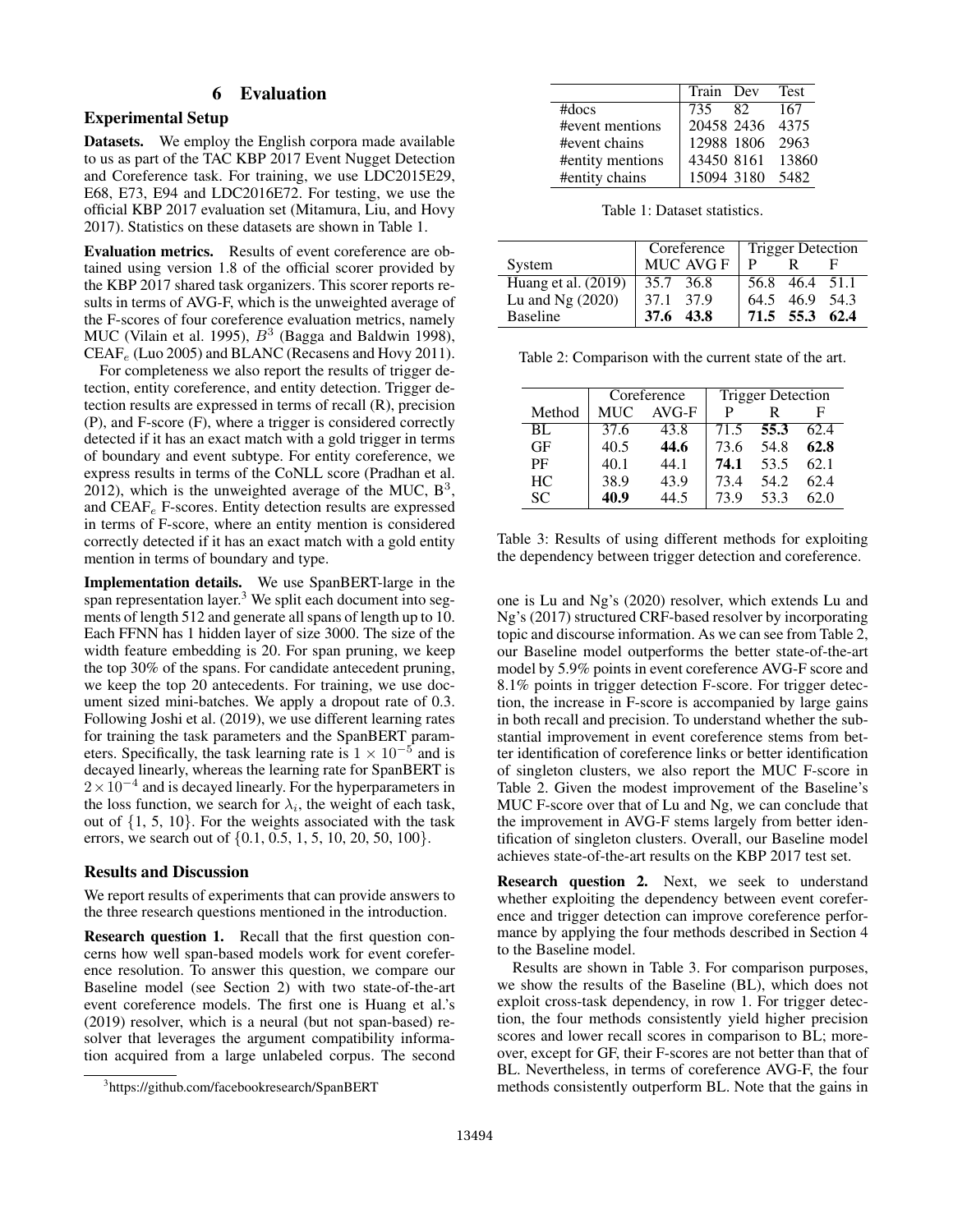## 6 Evaluation

### Experimental Setup

**Datasets.** We employ the English corpora made available to us as part of the TAC KBP 2017 Event Nugget Detection and Coreference task. For training, we use LDC2015E29, E68, E73, E94 and LDC2016E72. For testing, we use the official KBP 2017 evaluation set (Mitamura, Liu, and Hovy 2017). Statistics on these datasets are shown in Table 1.

| | Train | Dev | Test |
|---|---|---|---|
| #docs | 735 | 82 | 167 |
| #event mentions | 20458 | 2436 | 4375 |
| #event chains | 12988 | 1806 | 2963 |
| #entity mentions | 43450 | 8161 | 13860 |
| #entity chains | 15094 | 3180 | 5482 |

Table 1: Dataset statistics.

**Evaluation metrics.** Results of event coreference are obtained using version 1.8 of the official scorer provided by the KBP 2017 shared task organizers. This scorer reports results in terms of AVG-F, which is the unweighted average of the F-scores of four coreference evaluation metrics, namely MUC (Vilain et al. 1995), $B^3$ (Bagga and Baldwin 1998), $\text{CEAF}_e$ (Luo 2005) and BLANC (Recasens and Hovy 2011).

For completeness we also report the results of trigger detection, entity coreference, and entity detection. Trigger detection results are expressed in terms of recall (R), precision (P), and F-score (F), where a trigger is considered correctly detected if it has an exact match with a gold trigger in terms of boundary and event subtype. For entity coreference, we express results in terms of the CoNLL score (Pradhan et al. 2012), which is the unweighted average of the MUC, $\text{B}^3$, and $\text{CEAF}_e$ F-scores. Entity detection results are expressed in terms of F-score, where an entity mention is considered correctly detected if it has an exact match with a gold entity mention in terms of boundary and type.

**Implementation details.** We use SpanBERT-large in the span representation layer.[3] We split each document into segments of length 512 and generate all spans of length up to 10. Each FFNN has 1 hidden layer of size 3000. The size of the width feature embedding is 20. For span pruning, we keep the top 30% of the spans. For candidate antecedent pruning, we keep the top 20 antecedents. For training, we use document sized mini-batches. We apply a dropout rate of 0.3. Following Joshi et al. (2019), we use different learning rates for training the task parameters and the SpanBERT parameters. Specifically, the task learning rate is $1 \times 10^{-5}$ and is decayed linearly, whereas the learning rate for SpanBERT is $2 \times 10^{-4}$ and is decayed linearly. For the hyperparameters in the loss function, we search for $\lambda_i$, the weight of each task, out of $\{1, 5, 10\}$. For the weights associated with the task errors, we search out of $\{0.1, 0.5, 1, 5, 10, 20, 50, 100\}$.

[3] https://github.com/facebookresearch/SpanBERT

### Results and Discussion

We report results of experiments that can provide answers to the three research questions mentioned in the introduction.

**Research question 1.** Recall that the first question concerns how well span-based models work for event coreference resolution. To answer this question, we compare our Baseline model (see Section 2) with two state-of-the-art event coreference models. The first one is Huang et al.'s (2019) resolver, which is a neural (but not span-based) resolver that leverages the argument compatibility information acquired from a large unlabeled corpus. The second one is Lu and Ng's (2020) resolver, which extends Lu and Ng's (2017) structured CRF-based resolver by incorporating topic and discourse information. As we can see from Table 2, our Baseline model outperforms the better state-of-the-art model by 5.9% points in event coreference AVG-F score and 8.1% points in trigger detection F-score. For trigger detection, the increase in F-score is accompanied by large gains in both recall and precision. To understand whether the substantial improvement in event coreference stems from better identification of coreference links or better identification of singleton clusters, we also report the MUC F-score in Table 2. Given the modest improvement of the Baseline's MUC F-score over that of Lu and Ng, we can conclude that the improvement in AVG-F stems largely from better identification of singleton clusters. Overall, our Baseline model achieves state-of-the-art results on the KBP 2017 test set.

| | Coreference | | Trigger Detection | | |
|---|---|---|---|---|---|
| System | MUC | AVG F | P | R | F |
| Huang et al. (2019) | 35.7 | 36.8 | 56.8 | 46.4 | 51.1 |
| Lu and Ng (2020) | 37.1 | 37.9 | 64.5 | 46.9 | 54.3 |
| Baseline | **37.6** | **43.8** | **71.5** | **55.3** | **62.4** |

Table 2: Comparison with the current state of the art.

**Research question 2.** Next, we seek to understand whether exploiting the dependency between event coreference and trigger detection can improve coreference performance by applying the four methods described in Section 4 to the Baseline model.

| | Coreference | | Trigger Detection | | |
|---|---|---|---|---|---|
| Method | MUC | AVG-F | P | R | F |
| BL | 37.6 | 43.8 | 71.5 | **55.3** | 62.4 |
| GF | 40.5 | **44.6** | 73.6 | 54.8 | **62.8** |
| PF | 40.1 | 44.1 | **74.1** | 53.5 | 62.1 |
| HC | 38.9 | 43.9 | 73.4 | 54.2 | 62.4 |
| SC | **40.9** | 44.5 | 73.9 | 53.3 | 62.0 |

Table 3: Results of using different methods for exploiting the dependency between trigger detection and coreference.

Results are shown in Table 3. For comparison purposes, we show the results of the Baseline (BL), which does not exploit cross-task dependency, in row 1. For trigger detection, the four methods consistently yield higher precision scores and lower recall scores in comparison to BL; moreover, except for GF, their F-scores are not better than that of BL. Nevertheless, in terms of coreference AVG-F, the four methods consistently outperform BL. Note that the gains in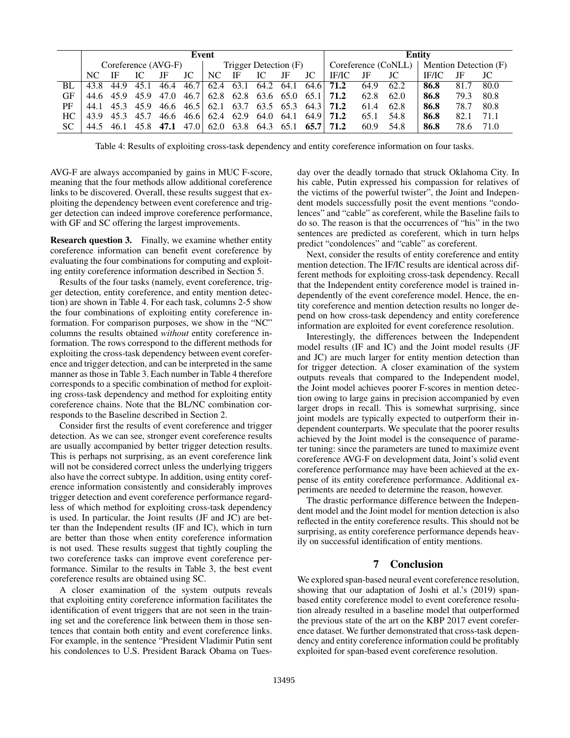| | Event | | | | | | | | | | Entity | | | | | |
|---|---|---|---|---|---|---|---|---|---|---|---|---|---|---|---|---|
| | Coreference (AVG-F) | | | | | Trigger Detection (F) | | | | | Coreference (CoNLL) | | | Mention Detection (F) | | |
| | NC | IF | IC | JF | JC | NC | IF | IC | JF | JC | IF/IC | JF | JC | IF/IC | JF | JC |
| BL | 43.8 | 44.9 | 45.1 | 46.4 | 46.7 | 62.4 | 63.1 | 64.2 | 64.1 | 64.6 | **71.2** | 64.9 | 62.2 | **86.8** | 81.7 | 80.0 |
| GF | 44.6 | 45.9 | 45.9 | 47.0 | 46.7 | 62.8 | 62.8 | 63.6 | 65.0 | 65.1 | **71.2** | 62.8 | 62.0 | **86.8** | 79.3 | 80.8 |
| PF | 44.1 | 45.3 | 45.9 | 46.6 | 46.5 | 62.1 | 63.7 | 63.5 | 65.3 | 64.3 | **71.2** | 61.4 | 62.8 | **86.8** | 78.7 | 80.8 |
| HC | 43.9 | 45.3 | 45.7 | 46.6 | 46.6 | 62.4 | 62.9 | 64.0 | 64.1 | 64.9 | **71.2** | 65.1 | 54.8 | **86.8** | 82.1 | 71.1 |
| SC | 44.5 | 46.1 | 45.8 | **47.1** | 47.0 | 62.0 | 63.8 | 64.3 | 65.1 | **65.7** | **71.2** | 60.9 | 54.8 | **86.8** | 78.6 | 71.0 |

Table 4: Results of exploiting cross-task dependency and entity coreference information on four tasks.

AVG-F are always accompanied by gains in MUC F-score, meaning that the four methods allow additional coreference links to be discovered. Overall, these results suggest that exploiting the dependency between event coreference and trigger detection can indeed improve coreference performance, with GF and SC offering the largest improvements.

**Research question 3.** Finally, we examine whether entity coreference information can benefit event coreference by evaluating the four combinations for computing and exploiting entity coreference information described in Section 5.

Results of the four tasks (namely, event coreference, trigger detection, entity coreference, and entity mention detection) are shown in Table 4. For each task, columns 2-5 show the four combinations of exploiting entity coreference information. For comparison purposes, we show in the "NC" columns the results obtained *without* entity coreference information. The rows correspond to the different methods for exploiting the cross-task dependency between event coreference and trigger detection, and can be interpreted in the same manner as those in Table 3. Each number in Table 4 therefore corresponds to a specific combination of method for exploiting cross-task dependency and method for exploiting entity coreference chains. Note that the BL/NC combination corresponds to the Baseline described in Section 2.

Consider first the results of event coreference and trigger detection. As we can see, stronger event coreference results are usually accompanied by better trigger detection results. This is perhaps not surprising, as an event coreference link will not be considered correct unless the underlying triggers also have the correct subtype. In addition, using entity coreference information consistently and considerably improves trigger detection and event coreference performance regardless of which method for exploiting cross-task dependency is used. In particular, the Joint results (JF and JC) are better than the Independent results (IF and IC), which in turn are better than those when entity coreference information is not used. These results suggest that tightly coupling the two coreference tasks can improve event coreference performance. Similar to the results in Table 3, the best event coreference results are obtained using SC.

A closer examination of the system outputs reveals that exploiting entity coreference information facilitates the identification of event triggers that are not seen in the training set and the coreference link between them in those sentences that contain both entity and event coreference links. For example, in the sentence "President Vladimir Putin sent his condolences to U.S. President Barack Obama on Tuesday over the deadly tornado that struck Oklahoma City. In his cable, Putin expressed his compassion for relatives of the victims of the powerful twister", the Joint and Independent models successfully posit the event mentions "condolences" and "cable" as coreferent, while the Baseline fails to do so. The reason is that the occurrences of "his" in the two sentences are predicted as coreferent, which in turn helps predict "condolences" and "cable" as coreferent.

Next, consider the results of entity coreference and entity mention detection. The IF/IC results are identical across different methods for exploiting cross-task dependency. Recall that the Independent entity coreference model is trained independently of the event coreference model. Hence, the entity coreference and mention detection results no longer depend on how cross-task dependency and entity coreference information are exploited for event coreference resolution.

Interestingly, the differences between the Independent model results (IF and IC) and the Joint model results (JF and JC) are much larger for entity mention detection than for trigger detection. A closer examination of the system outputs reveals that compared to the Independent model, the Joint model achieves poorer F-scores in mention detection owing to large gains in precision accompanied by even larger drops in recall. This is somewhat surprising, since joint models are typically expected to outperform their independent counterparts. We speculate that the poorer results achieved by the Joint model is the consequence of parameter tuning: since the parameters are tuned to maximize event coreference AVG-F on development data, Joint's solid event coreference performance may have been achieved at the expense of its entity coreference performance. Additional experiments are needed to determine the reason, however.

The drastic performance difference between the Independent model and the Joint model for mention detection is also reflected in the entity coreference results. This should not be surprising, as entity coreference performance depends heavily on successful identification of entity mentions.

## 7 Conclusion

We explored span-based neural event coreference resolution, showing that our adaptation of Joshi et al.'s (2019) span-based entity coreference model to event coreference resolution already resulted in a baseline model that outperformed the previous state of the art on the KBP 2017 event coreference dataset. We further demonstrated that cross-task dependency and entity coreference information could be profitably exploited for span-based event coreference resolution.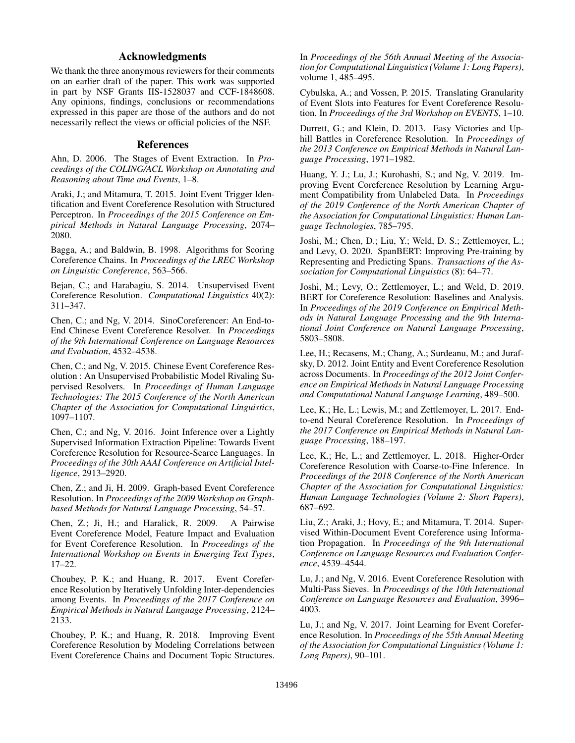## Acknowledgments

We thank the three anonymous reviewers for their comments on an earlier draft of the paper. This work was supported in part by NSF Grants IIS-1528037 and CCF-1848608. Any opinions, findings, conclusions or recommendations expressed in this paper are those of the authors and do not necessarily reflect the views or official policies of the NSF.

## References

Ahn, D. 2006. The Stages of Event Extraction. In *Proceedings of the COLING/ACL Workshop on Annotating and Reasoning about Time and Events*, 1–8.

Araki, J.; and Mitamura, T. 2015. Joint Event Trigger Identification and Event Coreference Resolution with Structured Perceptron. In *Proceedings of the 2015 Conference on Empirical Methods in Natural Language Processing*, 2074–2080.

Bagga, A.; and Baldwin, B. 1998. Algorithms for Scoring Coreference Chains. In *Proceedings of the LREC Workshop on Linguistic Coreference*, 563–566.

Bejan, C.; and Harabagiu, S. 2014. Unsupervised Event Coreference Resolution. *Computational Linguistics* 40(2): 311–347.

Chen, C.; and Ng, V. 2014. SinoCoreferencer: An End-to-End Chinese Event Coreference Resolver. In *Proceedings of the 9th International Conference on Language Resources and Evaluation*, 4532–4538.

Chen, C.; and Ng, V. 2015. Chinese Event Coreference Resolution : An Unsupervised Probabilistic Model Rivaling Supervised Resolvers. In *Proceedings of Human Language Technologies: The 2015 Conference of the North American Chapter of the Association for Computational Linguistics*, 1097–1107.

Chen, C.; and Ng, V. 2016. Joint Inference over a Lightly Supervised Information Extraction Pipeline: Towards Event Coreference Resolution for Resource-Scarce Languages. In *Proceedings of the 30th AAAI Conference on Artificial Intelligence*, 2913–2920.

Chen, Z.; and Ji, H. 2009. Graph-based Event Coreference Resolution. In *Proceedings of the 2009 Workshop on Graph-based Methods for Natural Language Processing*, 54–57.

Chen, Z.; Ji, H.; and Haralick, R. 2009. A Pairwise Event Coreference Model, Feature Impact and Evaluation for Event Coreference Resolution. In *Proceedings of the International Workshop on Events in Emerging Text Types*, 17–22.

Choubey, P. K.; and Huang, R. 2017. Event Coreference Resolution by Iteratively Unfolding Inter-dependencies among Events. In *Proceedings of the 2017 Conference on Empirical Methods in Natural Language Processing*, 2124–2133.

Choubey, P. K.; and Huang, R. 2018. Improving Event Coreference Resolution by Modeling Correlations between Event Coreference Chains and Document Topic Structures. In *Proceedings of the 56th Annual Meeting of the Association for Computational Linguistics (Volume 1: Long Papers)*, volume 1, 485–495.

Cybulska, A.; and Vossen, P. 2015. Translating Granularity of Event Slots into Features for Event Coreference Resolution. In *Proceedings of the 3rd Workshop on EVENTS*, 1–10.

Durrett, G.; and Klein, D. 2013. Easy Victories and Uphill Battles in Coreference Resolution. In *Proceedings of the 2013 Conference on Empirical Methods in Natural Language Processing*, 1971–1982.

Huang, Y. J.; Lu, J.; Kurohashi, S.; and Ng, V. 2019. Improving Event Coreference Resolution by Learning Argument Compatibility from Unlabeled Data. In *Proceedings of the 2019 Conference of the North American Chapter of the Association for Computational Linguistics: Human Language Technologies*, 785–795.

Joshi, M.; Chen, D.; Liu, Y.; Weld, D. S.; Zettlemoyer, L.; and Levy, O. 2020. SpanBERT: Improving Pre-training by Representing and Predicting Spans. *Transactions of the Association for Computational Linguistics* (8): 64–77.

Joshi, M.; Levy, O.; Zettlemoyer, L.; and Weld, D. 2019. BERT for Coreference Resolution: Baselines and Analysis. In *Proceedings of the 2019 Conference on Empirical Methods in Natural Language Processing and the 9th International Joint Conference on Natural Language Processing*, 5803–5808.

Lee, H.; Recasens, M.; Chang, A.; Surdeanu, M.; and Jurafsky, D. 2012. Joint Entity and Event Coreference Resolution across Documents. In *Proceedings of the 2012 Joint Conference on Empirical Methods in Natural Language Processing and Computational Natural Language Learning*, 489–500.

Lee, K.; He, L.; Lewis, M.; and Zettlemoyer, L. 2017. End-to-end Neural Coreference Resolution. In *Proceedings of the 2017 Conference on Empirical Methods in Natural Language Processing*, 188–197.

Lee, K.; He, L.; and Zettlemoyer, L. 2018. Higher-Order Coreference Resolution with Coarse-to-Fine Inference. In *Proceedings of the 2018 Conference of the North American Chapter of the Association for Computational Linguistics: Human Language Technologies (Volume 2: Short Papers)*, 687–692.

Liu, Z.; Araki, J.; Hovy, E.; and Mitamura, T. 2014. Supervised Within-Document Event Coreference using Information Propagation. In *Proceedings of the 9th International Conference on Language Resources and Evaluation Conference*, 4539–4544.

Lu, J.; and Ng, V. 2016. Event Coreference Resolution with Multi-Pass Sieves. In *Proceedings of the 10th International Conference on Language Resources and Evaluation*, 3996–4003.

Lu, J.; and Ng, V. 2017. Joint Learning for Event Coreference Resolution. In *Proceedings of the 55th Annual Meeting of the Association for Computational Linguistics (Volume 1: Long Papers)*, 90–101.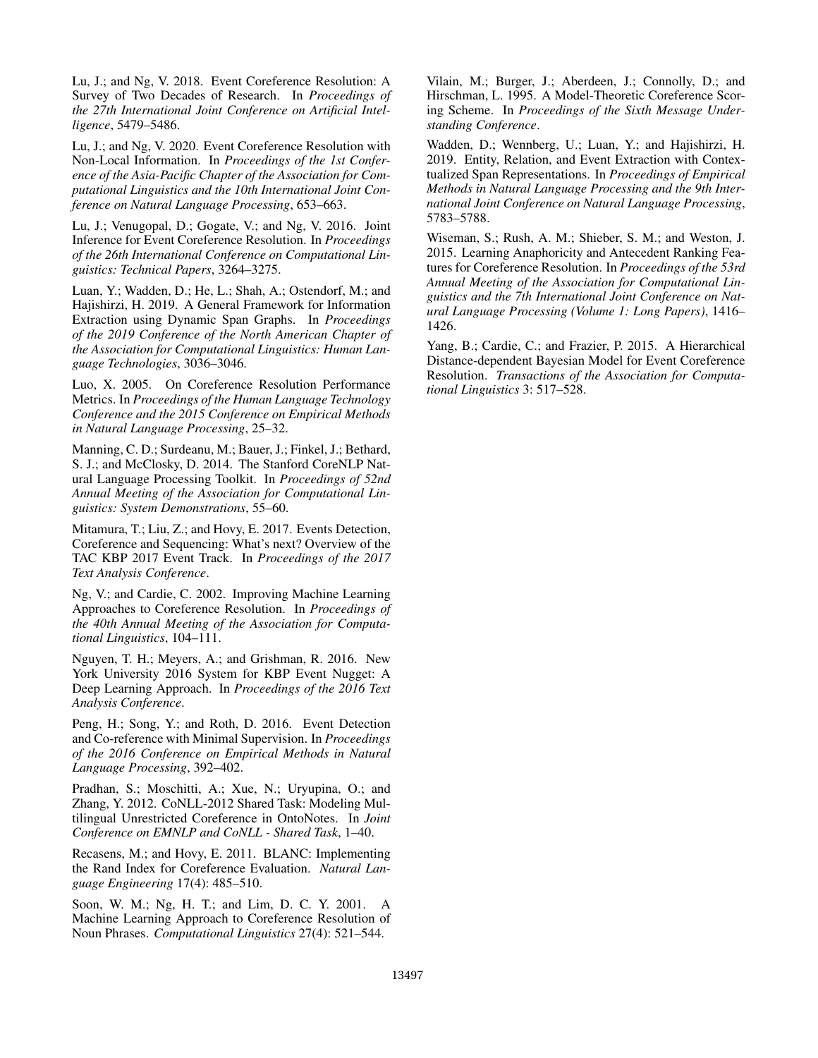Lu, J.; and Ng, V. 2018. Event Coreference Resolution: A Survey of Two Decades of Research. In *Proceedings of the 27th International Joint Conference on Artificial Intelligence*, 5479–5486.

Lu, J.; and Ng, V. 2020. Event Coreference Resolution with Non-Local Information. In *Proceedings of the 1st Conference of the Asia-Pacific Chapter of the Association for Computational Linguistics and the 10th International Joint Conference on Natural Language Processing*, 653–663.

Lu, J.; Venugopal, D.; Gogate, V.; and Ng, V. 2016. Joint Inference for Event Coreference Resolution. In *Proceedings of the 26th International Conference on Computational Linguistics: Technical Papers*, 3264–3275.

Luan, Y.; Wadden, D.; He, L.; Shah, A.; Ostendorf, M.; and Hajishirzi, H. 2019. A General Framework for Information Extraction using Dynamic Span Graphs. In *Proceedings of the 2019 Conference of the North American Chapter of the Association for Computational Linguistics: Human Language Technologies*, 3036–3046.

Luo, X. 2005. On Coreference Resolution Performance Metrics. In *Proceedings of the Human Language Technology Conference and the 2015 Conference on Empirical Methods in Natural Language Processing*, 25–32.

Manning, C. D.; Surdeanu, M.; Bauer, J.; Finkel, J.; Bethard, S. J.; and McClosky, D. 2014. The Stanford CoreNLP Natural Language Processing Toolkit. In *Proceedings of 52nd Annual Meeting of the Association for Computational Linguistics: System Demonstrations*, 55–60.

Mitamura, T.; Liu, Z.; and Hovy, E. 2017. Events Detection, Coreference and Sequencing: What's next? Overview of the TAC KBP 2017 Event Track. In *Proceedings of the 2017 Text Analysis Conference*.

Ng, V.; and Cardie, C. 2002. Improving Machine Learning Approaches to Coreference Resolution. In *Proceedings of the 40th Annual Meeting of the Association for Computational Linguistics*, 104–111.

Nguyen, T. H.; Meyers, A.; and Grishman, R. 2016. New York University 2016 System for KBP Event Nugget: A Deep Learning Approach. In *Proceedings of the 2016 Text Analysis Conference*.

Peng, H.; Song, Y.; and Roth, D. 2016. Event Detection and Co-reference with Minimal Supervision. In *Proceedings of the 2016 Conference on Empirical Methods in Natural Language Processing*, 392–402.

Pradhan, S.; Moschitti, A.; Xue, N.; Uryupina, O.; and Zhang, Y. 2012. CoNLL-2012 Shared Task: Modeling Multilingual Unrestricted Coreference in OntoNotes. In *Joint Conference on EMNLP and CoNLL - Shared Task*, 1–40.

Recasens, M.; and Hovy, E. 2011. BLANC: Implementing the Rand Index for Coreference Evaluation. *Natural Language Engineering* 17(4): 485–510.

Soon, W. M.; Ng, H. T.; and Lim, D. C. Y. 2001. A Machine Learning Approach to Coreference Resolution of Noun Phrases. *Computational Linguistics* 27(4): 521–544.

Vilain, M.; Burger, J.; Aberdeen, J.; Connolly, D.; and Hirschman, L. 1995. A Model-Theoretic Coreference Scoring Scheme. In *Proceedings of the Sixth Message Understanding Conference*.

Wadden, D.; Wennberg, U.; Luan, Y.; and Hajishirzi, H. 2019. Entity, Relation, and Event Extraction with Contextualized Span Representations. In *Proceedings of Empirical Methods in Natural Language Processing and the 9th International Joint Conference on Natural Language Processing*, 5783–5788.

Wiseman, S.; Rush, A. M.; Shieber, S. M.; and Weston, J. 2015. Learning Anaphoricity and Antecedent Ranking Features for Coreference Resolution. In *Proceedings of the 53rd Annual Meeting of the Association for Computational Linguistics and the 7th International Joint Conference on Natural Language Processing (Volume 1: Long Papers)*, 1416–1426.

Yang, B.; Cardie, C.; and Frazier, P. 2015. A Hierarchical Distance-dependent Bayesian Model for Event Coreference Resolution. *Transactions of the Association for Computational Linguistics* 3: 517–528.